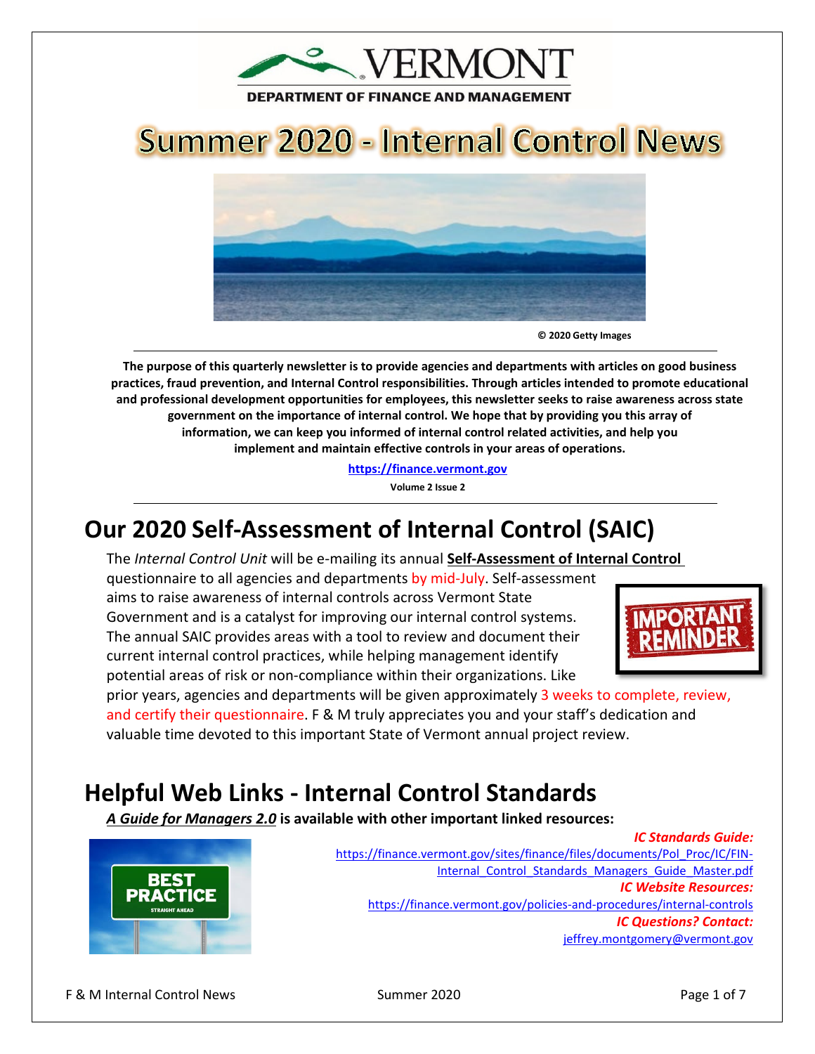VERMONT

DEPARTMENT OF FINANCE AND MANAGEMENT

# Summer 2020 - Internal Control News

© 2020 Getty Images

**The purpose of this quarterly newsletter is to provide agencies and departments with articles on good business practices, fraud prevention, and Internal Control responsibilities. Through articles intended to promote educational and professional development opportunities for employees, this newsletter seeks to raise awareness across state government on the importance of internal control. We hope that by providing you this array of information, we can keep you informed of internal control related activities, and help you implement and maintain effective controls in your areas of operations.**

**https://finance.vermont.gov**

**Volume 2 Issue 2**

## Our 2020 Self-Assessment of Internal Control (SAIC)

The *Internal Control Unit* will be e-mailing its annual **Self-Assessment of Internal Control** questionnaire to all agencies and departments by mid-July. Self-assessment aims to raise awareness of internal controls across Vermont State Government and is a catalyst for improving our internal control systems. The annual SAIC provides areas with a tool to review and document their current internal control practices, while helping management identify potential areas of risk or non-compliance within their organizations. Like prior years, agencies and departments will be given approximately 3 weeks to complete, review, and certify their questionnaire. F & M truly appreciates you and your staff's dedication and valuable time devoted to this important State of Vermont annual project review.

IMPORTANT REMINDER

## Helpful Web Links - Internal Control Standards

***A Guide for Managers 2.0*** **is available with other important linked resources:**

BEST PRACTICE STRAIGHT AHEAD

***IC Standards Guide:***
https://finance.vermont.gov/sites/finance/files/documents/Pol_Proc/IC/FIN-Internal_Control_Standards_Managers_Guide_Master.pdf

***IC Website Resources:***
https://finance.vermont.gov/policies-and-procedures/internal-controls

***IC Questions? Contact:***
jeffrey.montgomery@vermont.gov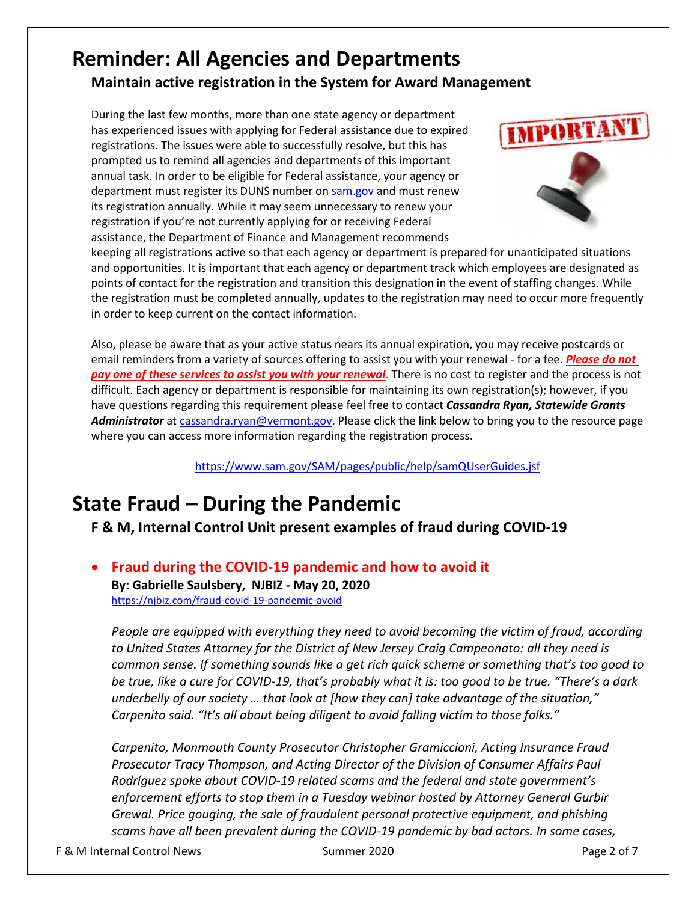# Reminder: All Agencies and Departments

### Maintain active registration in the System for Award Management

During the last few months, more than one state agency or department has experienced issues with applying for Federal assistance due to expired registrations. The issues were able to successfully resolve, but this has prompted us to remind all agencies and departments of this important annual task. In order to be eligible for Federal assistance, your agency or department must register its DUNS number on [sam.gov](sam.gov) and must renew its registration annually. While it may seem unnecessary to renew your registration if you're not currently applying for or receiving Federal assistance, the Department of Finance and Management recommends keeping all registrations active so that each agency or department is prepared for unanticipated situations and opportunities. It is important that each agency or department track which employees are designated as points of contact for the registration and transition this designation in the event of staffing changes. While the registration must be completed annually, updates to the registration may need to occur more frequently in order to keep current on the contact information.

Also, please be aware that as your active status nears its annual expiration, you may receive postcards or email reminders from a variety of sources offering to assist you with your renewal - for a fee. ***Please do not pay one of these services to assist you with your renewal***. There is no cost to register and the process is not difficult. Each agency or department is responsible for maintaining its own registration(s); however, if you have questions regarding this requirement please feel free to contact ***Cassandra Ryan, Statewide Grants Administrator*** at cassandra.ryan@vermont.gov. Please click the link below to bring you to the resource page where you can access more information regarding the registration process.

https://www.sam.gov/SAM/pages/public/help/samQUserGuides.jsf

# State Fraud – During the Pandemic

### F & M, Internal Control Unit present examples of fraud during COVID-19

- **Fraud during the COVID-19 pandemic and how to avoid it**
  **By: Gabrielle Saulsbery, NJBIZ - May 20, 2020**
  https://njbiz.com/fraud-covid-19-pandemic-avoid

  *People are equipped with everything they need to avoid becoming the victim of fraud, according to United States Attorney for the District of New Jersey Craig Campeonato: all they need is common sense. If something sounds like a get rich quick scheme or something that's too good to be true, like a cure for COVID-19, that's probably what it is: too good to be true. "There's a dark underbelly of our society … that look at [how they can] take advantage of the situation," Carpenito said. "It's all about being diligent to avoid falling victim to those folks."*

  *Carpenito, Monmouth County Prosecutor Christopher Gramiccioni, Acting Insurance Fraud Prosecutor Tracy Thompson, and Acting Director of the Division of Consumer Affairs Paul Rodríguez spoke about COVID-19 related scams and the federal and state government's enforcement efforts to stop them in a Tuesday webinar hosted by Attorney General Gurbir Grewal. Price gouging, the sale of fraudulent personal protective equipment, and phishing scams have all been prevalent during the COVID-19 pandemic by bad actors. In some cases,*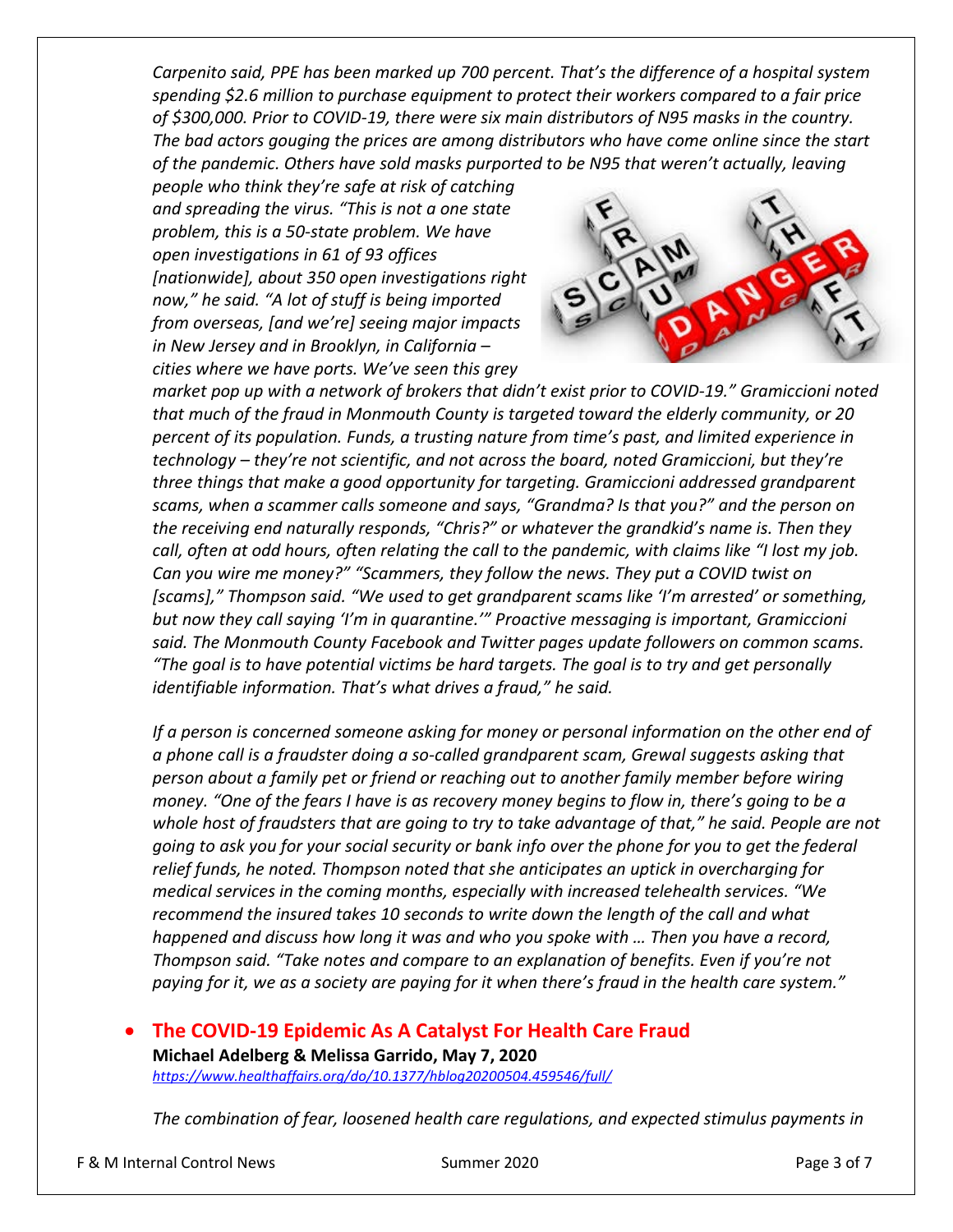*Carpenito said, PPE has been marked up 700 percent. That's the difference of a hospital system spending $2.6 million to purchase equipment to protect their workers compared to a fair price of $300,000. Prior to COVID-19, there were six main distributors of N95 masks in the country. The bad actors gouging the prices are among distributors who have come online since the start of the pandemic. Others have sold masks purported to be N95 that weren't actually, leaving people who think they're safe at risk of catching and spreading the virus. "This is not a one state problem, this is a 50-state problem. We have open investigations in 61 of 93 offices [nationwide], about 350 open investigations right now," he said. "A lot of stuff is being imported from overseas, [and we're] seeing major impacts in New Jersey and in Brooklyn, in California – cities where we have ports. We've seen this grey market pop up with a network of brokers that didn't exist prior to COVID-19." Gramiccioni noted that much of the fraud in Monmouth County is targeted toward the elderly community, or 20 percent of its population. Funds, a trusting nature from time's past, and limited experience in technology – they're not scientific, and not across the board, noted Gramiccioni, but they're three things that make a good opportunity for targeting. Gramiccioni addressed grandparent scams, when a scammer calls someone and says, "Grandma? Is that you?" and the person on the receiving end naturally responds, "Chris?" or whatever the grandkid's name is. Then they call, often at odd hours, often relating the call to the pandemic, with claims like "I lost my job. Can you wire me money?" "Scammers, they follow the news. They put a COVID twist on [scams]," Thompson said. "We used to get grandparent scams like 'I'm arrested' or something, but now they call saying 'I'm in quarantine.'" Proactive messaging is important, Gramiccioni said. The Monmouth County Facebook and Twitter pages update followers on common scams. "The goal is to have potential victims be hard targets. The goal is to try and get personally identifiable information. That's what drives a fraud," he said.*

*If a person is concerned someone asking for money or personal information on the other end of a phone call is a fraudster doing a so-called grandparent scam, Grewal suggests asking that person about a family pet or friend or reaching out to another family member before wiring money. "One of the fears I have is as recovery money begins to flow in, there's going to be a whole host of fraudsters that are going to try to take advantage of that," he said. People are not going to ask you for your social security or bank info over the phone for you to get the federal relief funds, he noted. Thompson noted that she anticipates an uptick in overcharging for medical services in the coming months, especially with increased telehealth services. "We recommend the insured takes 10 seconds to write down the length of the call and what happened and discuss how long it was and who you spoke with … Then you have a record, Thompson said. "Take notes and compare to an explanation of benefits. Even if you're not paying for it, we as a society are paying for it when there's fraud in the health care system."*

- **The COVID-19 Epidemic As A Catalyst For Health Care Fraud**
  **Michael Adelberg & Melissa Garrido, May 7, 2020**
  *https://www.healthaffairs.org/do/10.1377/hblog20200504.459546/full/*

  *The combination of fear, loosened health care regulations, and expected stimulus payments in*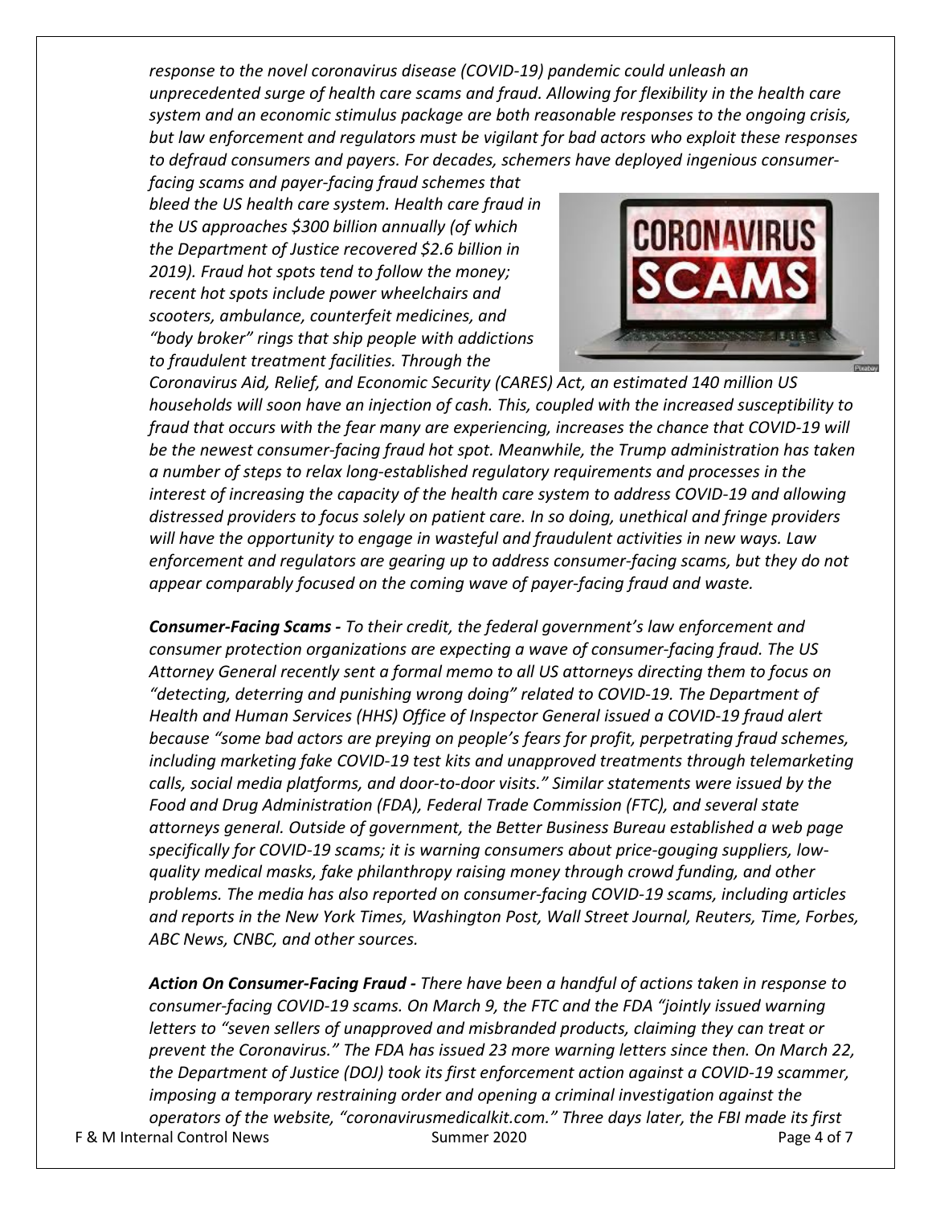*response to the novel coronavirus disease (COVID-19) pandemic could unleash an unprecedented surge of health care scams and fraud. Allowing for flexibility in the health care system and an economic stimulus package are both reasonable responses to the ongoing crisis, but law enforcement and regulators must be vigilant for bad actors who exploit these responses to defraud consumers and payers. For decades, schemers have deployed ingenious consumer-facing scams and payer-facing fraud schemes that bleed the US health care system. Health care fraud in the US approaches $300 billion annually (of which the Department of Justice recovered $2.6 billion in 2019). Fraud hot spots tend to follow the money; recent hot spots include power wheelchairs and scooters, ambulance, counterfeit medicines, and "body broker" rings that ship people with addictions to fraudulent treatment facilities. Through the Coronavirus Aid, Relief, and Economic Security (CARES) Act, an estimated 140 million US households will soon have an injection of cash. This, coupled with the increased susceptibility to fraud that occurs with the fear many are experiencing, increases the chance that COVID-19 will be the newest consumer-facing fraud hot spot. Meanwhile, the Trump administration has taken a number of steps to relax long-established regulatory requirements and processes in the interest of increasing the capacity of the health care system to address COVID-19 and allowing distressed providers to focus solely on patient care. In so doing, unethical and fringe providers will have the opportunity to engage in wasteful and fraudulent activities in new ways. Law enforcement and regulators are gearing up to address consumer-facing scams, but they do not appear comparably focused on the coming wave of payer-facing fraud and waste.*

***Consumer-Facing Scams -*** *To their credit, the federal government's law enforcement and consumer protection organizations are expecting a wave of consumer-facing fraud. The US Attorney General recently sent a formal memo to all US attorneys directing them to focus on "detecting, deterring and punishing wrong doing" related to COVID-19. The Department of Health and Human Services (HHS) Office of Inspector General issued a COVID-19 fraud alert because "some bad actors are preying on people's fears for profit, perpetrating fraud schemes, including marketing fake COVID-19 test kits and unapproved treatments through telemarketing calls, social media platforms, and door-to-door visits." Similar statements were issued by the Food and Drug Administration (FDA), Federal Trade Commission (FTC), and several state attorneys general. Outside of government, the Better Business Bureau established a web page specifically for COVID-19 scams; it is warning consumers about price-gouging suppliers, low-quality medical masks, fake philanthropy raising money through crowd funding, and other problems. The media has also reported on consumer-facing COVID-19 scams, including articles and reports in the New York Times, Washington Post, Wall Street Journal, Reuters, Time, Forbes, ABC News, CNBC, and other sources.*

***Action On Consumer-Facing Fraud -*** *There have been a handful of actions taken in response to consumer-facing COVID-19 scams. On March 9, the FTC and the FDA "jointly issued warning letters to "seven sellers of unapproved and misbranded products, claiming they can treat or prevent the Coronavirus." The FDA has issued 23 more warning letters since then. On March 22, the Department of Justice (DOJ) took its first enforcement action against a COVID-19 scammer, imposing a temporary restraining order and opening a criminal investigation against the operators of the website, "coronavirusmedicalkit.com." Three days later, the FBI made its first*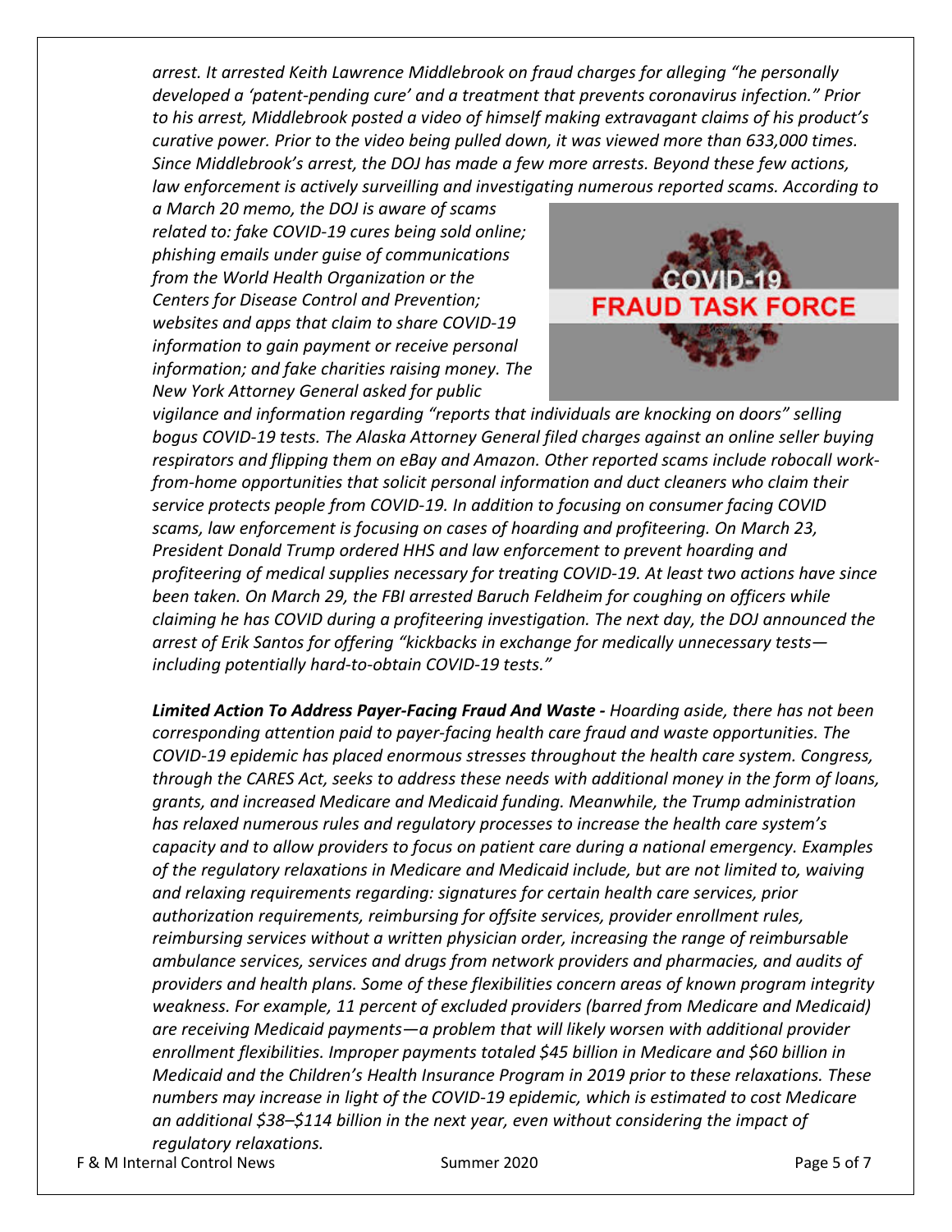*arrest. It arrested Keith Lawrence Middlebrook on fraud charges for alleging "he personally developed a 'patent-pending cure' and a treatment that prevents coronavirus infection." Prior to his arrest, Middlebrook posted a video of himself making extravagant claims of his product's curative power. Prior to the video being pulled down, it was viewed more than 633,000 times. Since Middlebrook's arrest, the DOJ has made a few more arrests. Beyond these few actions, law enforcement is actively surveilling and investigating numerous reported scams. According to a March 20 memo, the DOJ is aware of scams related to: fake COVID-19 cures being sold online; phishing emails under guise of communications from the World Health Organization or the Centers for Disease Control and Prevention; websites and apps that claim to share COVID-19 information to gain payment or receive personal information; and fake charities raising money. The New York Attorney General asked for public vigilance and information regarding "reports that individuals are knocking on doors" selling bogus COVID-19 tests. The Alaska Attorney General filed charges against an online seller buying respirators and flipping them on eBay and Amazon. Other reported scams include robocall work-from-home opportunities that solicit personal information and duct cleaners who claim their service protects people from COVID-19. In addition to focusing on consumer facing COVID scams, law enforcement is focusing on cases of hoarding and profiteering. On March 23, President Donald Trump ordered HHS and law enforcement to prevent hoarding and profiteering of medical supplies necessary for treating COVID-19. At least two actions have since been taken. On March 29, the FBI arrested Baruch Feldheim for coughing on officers while claiming he has COVID during a profiteering investigation. The next day, the DOJ announced the arrest of Erik Santos for offering "kickbacks in exchange for medically unnecessary tests—including potentially hard-to-obtain COVID-19 tests."*

***Limited Action To Address Payer-Facing Fraud And Waste -*** *Hoarding aside, there has not been corresponding attention paid to payer-facing health care fraud and waste opportunities. The COVID-19 epidemic has placed enormous stresses throughout the health care system. Congress, through the CARES Act, seeks to address these needs with additional money in the form of loans, grants, and increased Medicare and Medicaid funding. Meanwhile, the Trump administration has relaxed numerous rules and regulatory processes to increase the health care system's capacity and to allow providers to focus on patient care during a national emergency. Examples of the regulatory relaxations in Medicare and Medicaid include, but are not limited to, waiving and relaxing requirements regarding: signatures for certain health care services, prior authorization requirements, reimbursing for offsite services, provider enrollment rules, reimbursing services without a written physician order, increasing the range of reimbursable ambulance services, services and drugs from network providers and pharmacies, and audits of providers and health plans. Some of these flexibilities concern areas of known program integrity weakness. For example, 11 percent of excluded providers (barred from Medicare and Medicaid) are receiving Medicaid payments—a problem that will likely worsen with additional provider enrollment flexibilities. Improper payments totaled $45 billion in Medicare and $60 billion in Medicaid and the Children's Health Insurance Program in 2019 prior to these relaxations. These numbers may increase in light of the COVID-19 epidemic, which is estimated to cost Medicare an additional $38–$114 billion in the next year, even without considering the impact of regulatory relaxations.*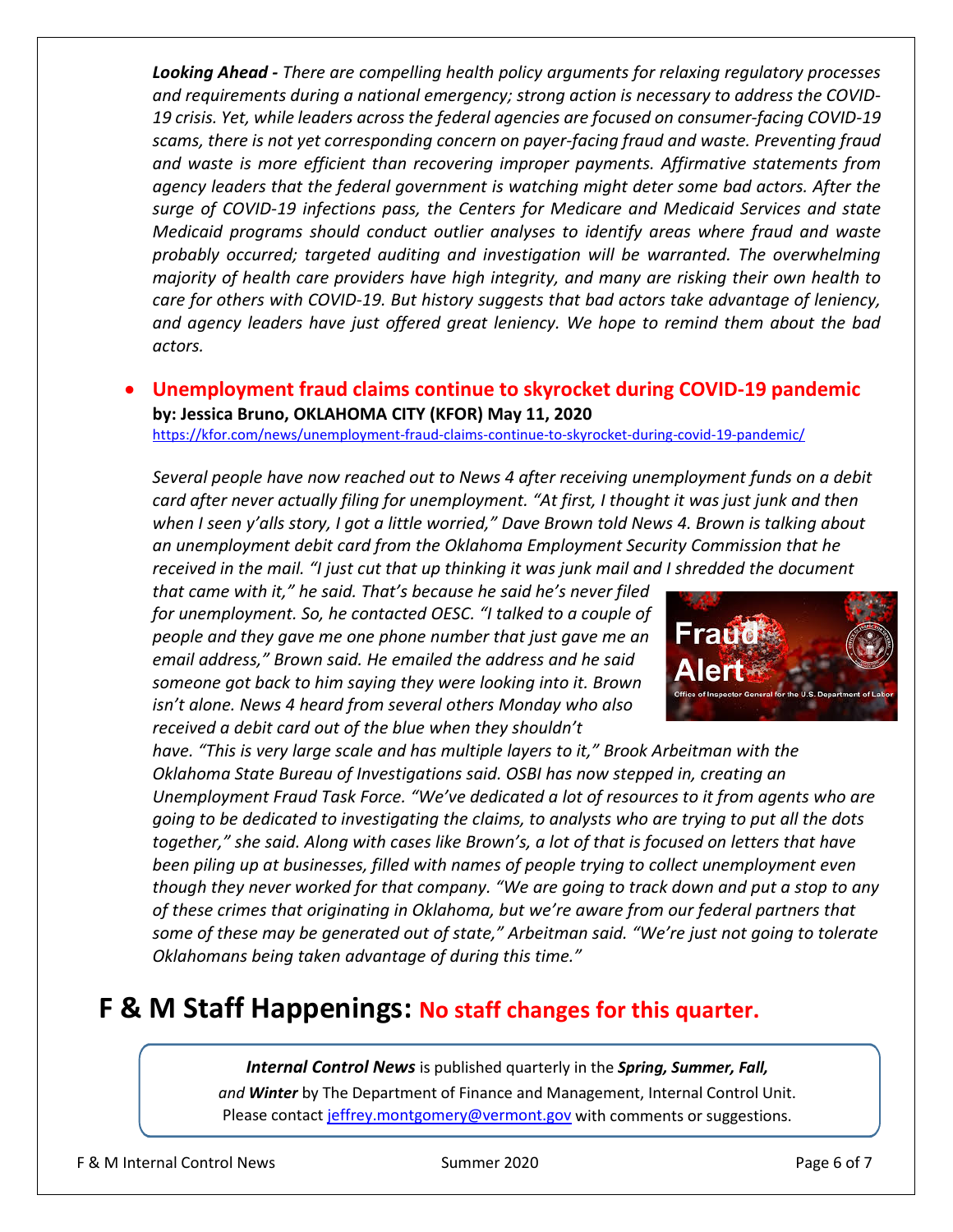***Looking Ahead -** There are compelling health policy arguments for relaxing regulatory processes and requirements during a national emergency; strong action is necessary to address the COVID-19 crisis. Yet, while leaders across the federal agencies are focused on consumer-facing COVID-19 scams, there is not yet corresponding concern on payer-facing fraud and waste. Preventing fraud and waste is more efficient than recovering improper payments. Affirmative statements from agency leaders that the federal government is watching might deter some bad actors. After the surge of COVID-19 infections pass, the Centers for Medicare and Medicaid Services and state Medicaid programs should conduct outlier analyses to identify areas where fraud and waste probably occurred; targeted auditing and investigation will be warranted. The overwhelming majority of health care providers have high integrity, and many are risking their own health to care for others with COVID-19. But history suggests that bad actors take advantage of leniency, and agency leaders have just offered great leniency. We hope to remind them about the bad actors.*

- **Unemployment fraud claims continue to skyrocket during COVID-19 pandemic**
  **by: Jessica Bruno, OKLAHOMA CITY (KFOR) May 11, 2020**
  https://kfor.com/news/unemployment-fraud-claims-continue-to-skyrocket-during-covid-19-pandemic/

*Several people have now reached out to News 4 after receiving unemployment funds on a debit card after never actually filing for unemployment. "At first, I thought it was just junk and then when I seen y'alls story, I got a little worried," Dave Brown told News 4. Brown is talking about an unemployment debit card from the Oklahoma Employment Security Commission that he received in the mail. "I just cut that up thinking it was junk mail and I shredded the document that came with it," he said. That's because he said he's never filed for unemployment. So, he contacted OESC. "I talked to a couple of people and they gave me one phone number that just gave me an email address," Brown said. He emailed the address and he said someone got back to him saying they were looking into it. Brown isn't alone. News 4 heard from several others Monday who also received a debit card out of the blue when they shouldn't have. "This is very large scale and has multiple layers to it," Brook Arbeitman with the Oklahoma State Bureau of Investigations said. OSBI has now stepped in, creating an Unemployment Fraud Task Force. "We've dedicated a lot of resources to it from agents who are going to be dedicated to investigating the claims, to analysts who are trying to put all the dots together," she said. Along with cases like Brown's, a lot of that is focused on letters that have been piling up at businesses, filled with names of people trying to collect unemployment even though they never worked for that company. "We are going to track down and put a stop to any of these crimes that originating in Oklahoma, but we're aware from our federal partners that some of these may be generated out of state," Arbeitman said. "We're just not going to tolerate Oklahomans being taken advantage of during this time."*

## F & M Staff Happenings: No staff changes for this quarter.

***Internal Control News*** is published quarterly in the ***Spring, Summer, Fall,*** *and* ***Winter*** by The Department of Finance and Management, Internal Control Unit. Please contact jeffrey.montgomery@vermont.gov with comments or suggestions.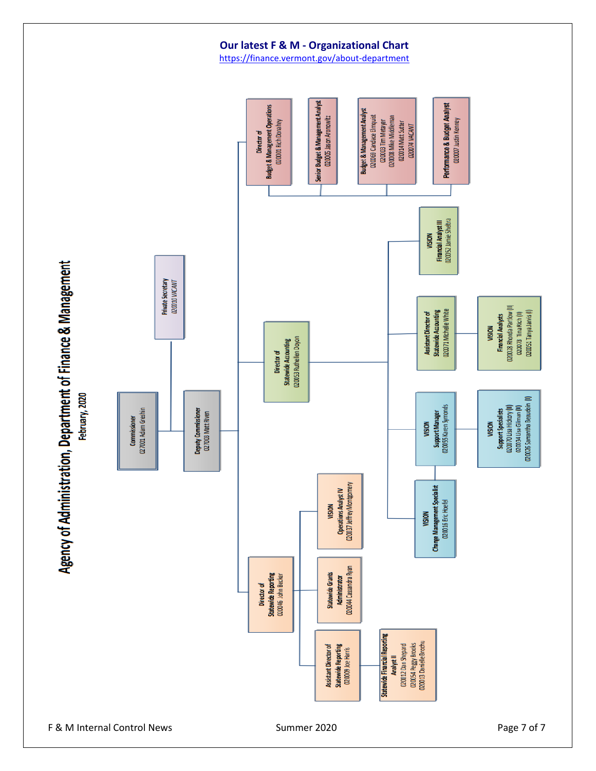## Our latest F & M - Organizational Chart

https://finance.vermont.gov/about-department

# Agency of Administration, Department of Finance & Management

February, 2020

Commissioner
027001 Adam Greshin

Private Secretary
020010 VACANT

Deputy Commissioner
027003 Matt Riven

Director of
Budget & Management Operations
020001 Rich Donahey

Senior Budget & Management Analyst
020005 Jason Aronowitz

Budget & Management Analyst
020069 Candace Elmquist
020003 Tim Metayer
020008 Mike Middleman
020014 Matt Sutter
020074 VACANT

Performance & Budget Analyst
020007 Justin Kenney

Director of
Statewide Accounting
020053 Ruthellen Doyon

VISION
Financial Analyst III
020052 Jamie Shettra

Assistant Director of
Statewide Accounting
020071 Michelle White

VISION
Financial Analysts
020028 Rhonda Partlow (II)
020073 Tina Rich (I)
020051 Tanya Jarvis (I)

VISION
Support Manager
020055 Karen Symonds

VISION
Support Specialists
020070 Lisa Hickory (II)
020034 Lisa Gilman (II)
020026 Samantha Beaudoin (I)

VISION
Change Management Specialist
020016 Eric Hoefel

Director of
Statewide Reporting
020046 John Becker

VISION
Operations Analyst IV
020037 Jeffrey Montgomery

Statewide Grants
Administrator
020044 Cassandra Ryan

Assistant Director of
Statewide Reporting
020009 Joe Harris

Statewide Financial Reporting
Analyst II
020012 Dan Shepard
020054 Peggy Brooks
020013 Danielle Brochu